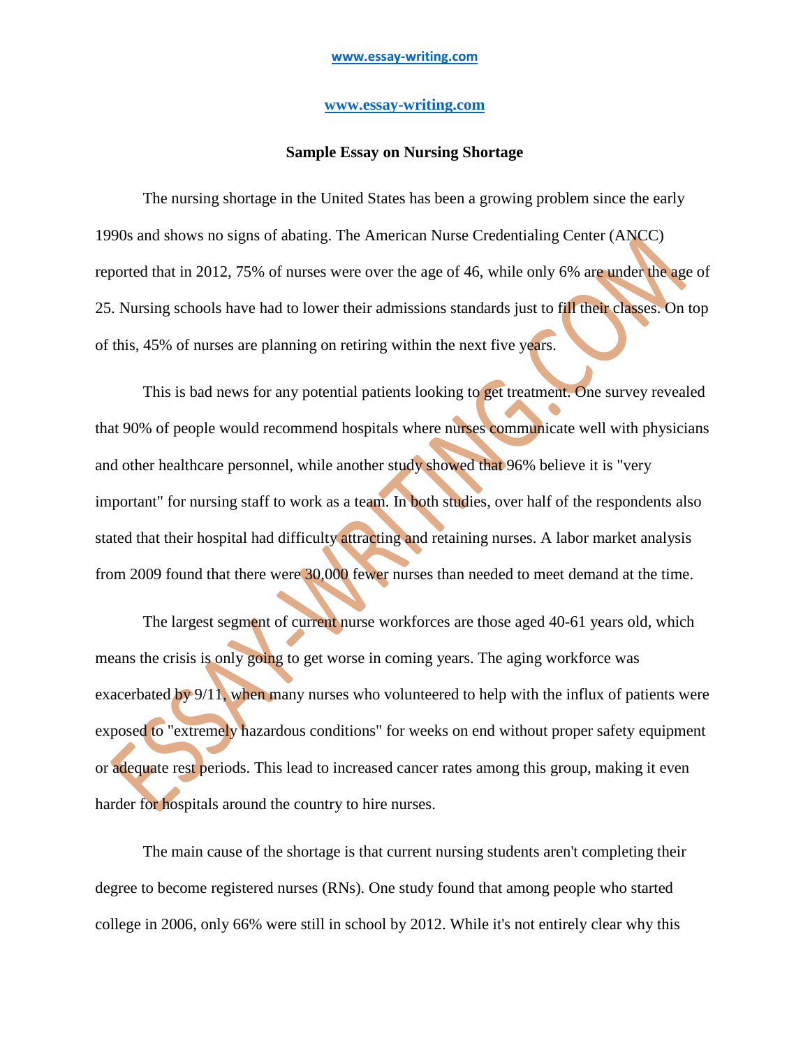www.essay-writing.com

### Sample Essay on Nursing Shortage

The nursing shortage in the United States has been a growing problem since the early 1990s and shows no signs of abating. The American Nurse Credentialing Center (ANCC) reported that in 2012, 75% of nurses were over the age of 46, while only 6% are under the age of 25. Nursing schools have had to lower their admissions standards just to fill their classes. On top of this, 45% of nurses are planning on retiring within the next five years.

This is bad news for any potential patients looking to get treatment. One survey revealed that 90% of people would recommend hospitals where nurses communicate well with physicians and other healthcare personnel, while another study showed that 96% believe it is "very important" for nursing staff to work as a team. In both studies, over half of the respondents also stated that their hospital had difficulty attracting and retaining nurses. A labor market analysis from 2009 found that there were 30,000 fewer nurses than needed to meet demand at the time.

The largest segment of current nurse workforces are those aged 40-61 years old, which means the crisis is only going to get worse in coming years. The aging workforce was exacerbated by 9/11, when many nurses who volunteered to help with the influx of patients were exposed to "extremely hazardous conditions" for weeks on end without proper safety equipment or adequate rest periods. This lead to increased cancer rates among this group, making it even harder for hospitals around the country to hire nurses.

The main cause of the shortage is that current nursing students aren't completing their degree to become registered nurses (RNs). One study found that among people who started college in 2006, only 66% were still in school by 2012. While it's not entirely clear why this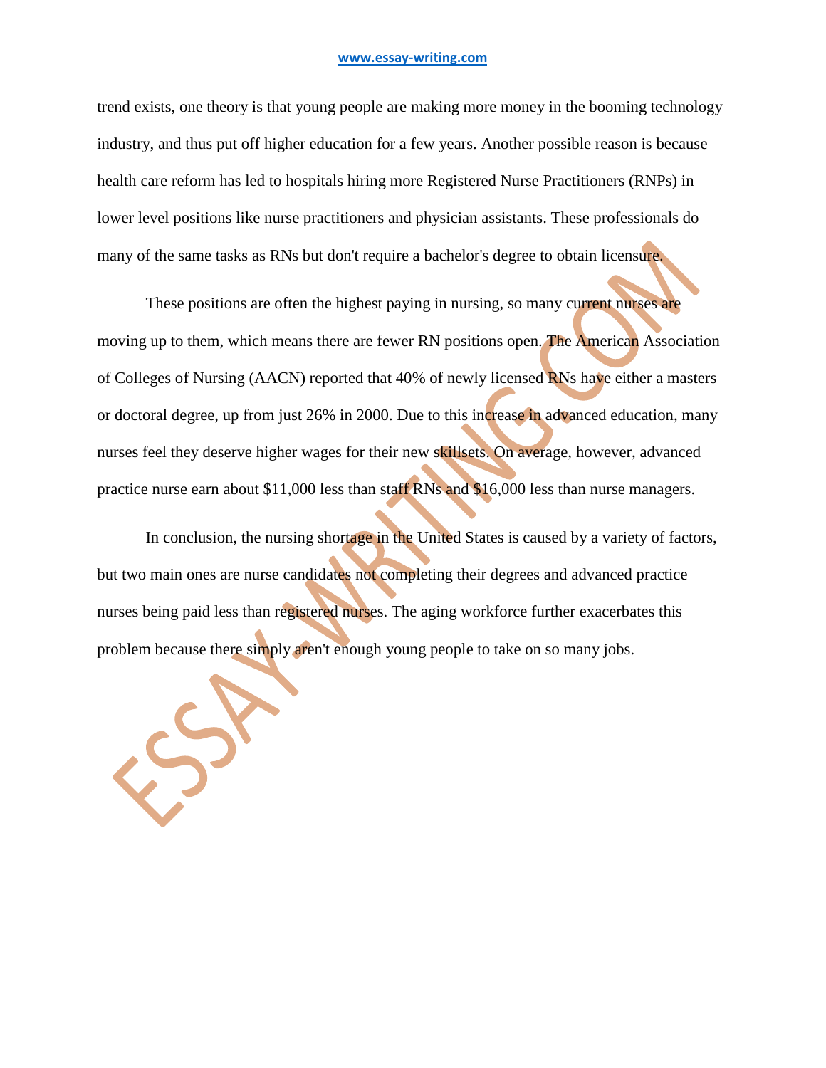trend exists, one theory is that young people are making more money in the booming technology industry, and thus put off higher education for a few years. Another possible reason is because health care reform has led to hospitals hiring more Registered Nurse Practitioners (RNPs) in lower level positions like nurse practitioners and physician assistants. These professionals do many of the same tasks as RNs but don't require a bachelor's degree to obtain licensure.

These positions are often the highest paying in nursing, so many current nurses are moving up to them, which means there are fewer RN positions open. The American Association of Colleges of Nursing (AACN) reported that 40% of newly licensed RNs have either a masters or doctoral degree, up from just 26% in 2000. Due to this increase in advanced education, many nurses feel they deserve higher wages for their new skillsets. On average, however, advanced practice nurse earn about $11,000 less than staff RNs and $16,000 less than nurse managers.

In conclusion, the nursing shortage in the United States is caused by a variety of factors, but two main ones are nurse candidates not completing their degrees and advanced practice nurses being paid less than registered nurses. The aging workforce further exacerbates this problem because there simply aren't enough young people to take on so many jobs.